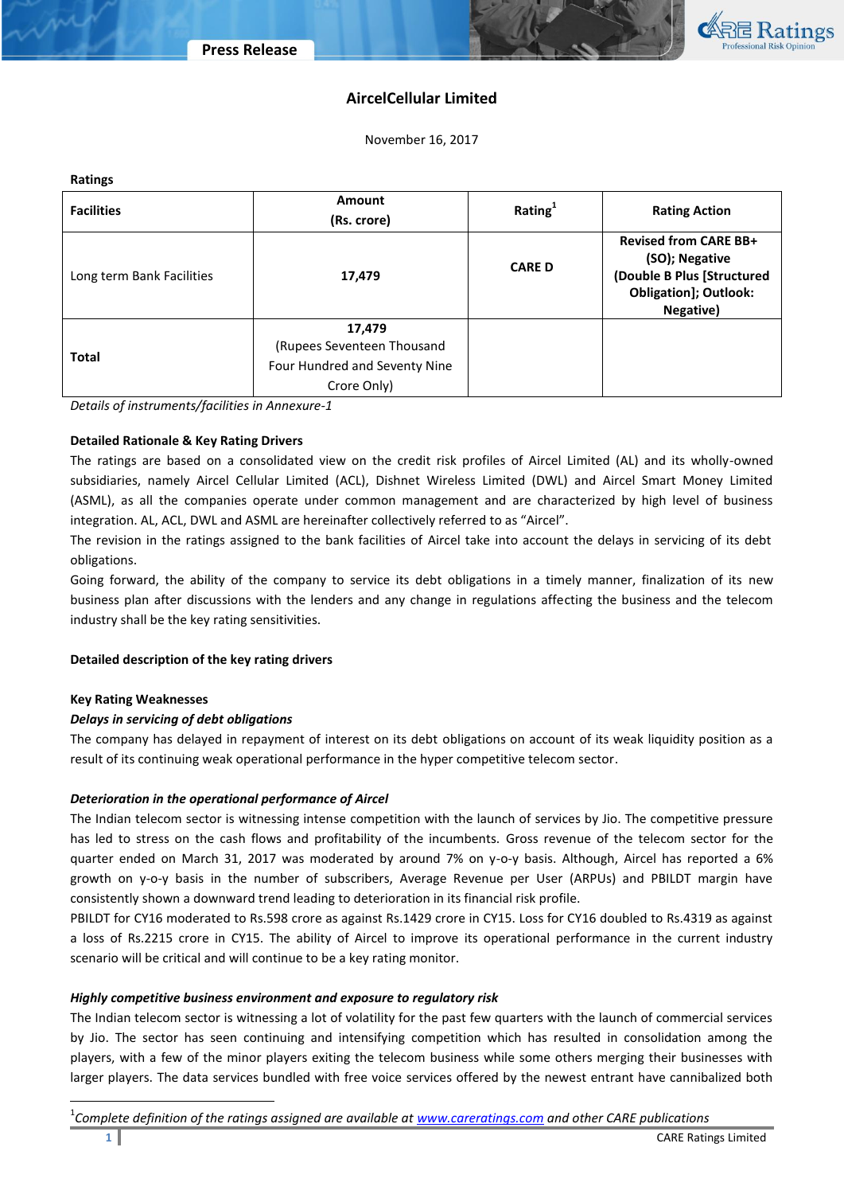# AircelCellular Limited

November 16, 2017

**Ratings**

| Facilities | Amount (Rs. crore) | Rating[1] | Rating Action |
|---|---|---|---|
| Long term Bank Facilities | 17,479 | CARE D | Revised from CARE BB+ (SO); Negative (Double B Plus [Structured Obligation]; Outlook: Negative) |
| Total | 17,479 (Rupees Seventeen Thousand Four Hundred and Seventy Nine Crore Only) | | |

*Details of instruments/facilities in Annexure-1*

**Detailed Rationale & Key Rating Drivers**

The ratings are based on a consolidated view on the credit risk profiles of Aircel Limited (AL) and its wholly-owned subsidiaries, namely Aircel Cellular Limited (ACL), Dishnet Wireless Limited (DWL) and Aircel Smart Money Limited (ASML), as all the companies operate under common management and are characterized by high level of business integration. AL, ACL, DWL and ASML are hereinafter collectively referred to as "Aircel".

The revision in the ratings assigned to the bank facilities of Aircel take into account the delays in servicing of its debt obligations.

Going forward, the ability of the company to service its debt obligations in a timely manner, finalization of its new business plan after discussions with the lenders and any change in regulations affecting the business and the telecom industry shall be the key rating sensitivities.

**Detailed description of the key rating drivers**

**Key Rating Weaknesses**

***Delays in servicing of debt obligations***

The company has delayed in repayment of interest on its debt obligations on account of its weak liquidity position as a result of its continuing weak operational performance in the hyper competitive telecom sector.

***Deterioration in the operational performance of Aircel***

The Indian telecom sector is witnessing intense competition with the launch of services by Jio. The competitive pressure has led to stress on the cash flows and profitability of the incumbents. Gross revenue of the telecom sector for the quarter ended on March 31, 2017 was moderated by around 7% on y-o-y basis. Although, Aircel has reported a 6% growth on y-o-y basis in the number of subscribers, Average Revenue per User (ARPUs) and PBILDT margin have consistently shown a downward trend leading to deterioration in its financial risk profile.

PBILDT for CY16 moderated to Rs.598 crore as against Rs.1429 crore in CY15. Loss for CY16 doubled to Rs.4319 as against a loss of Rs.2215 crore in CY15. The ability of Aircel to improve its operational performance in the current industry scenario will be critical and will continue to be a key rating monitor.

***Highly competitive business environment and exposure to regulatory risk***

The Indian telecom sector is witnessing a lot of volatility for the past few quarters with the launch of commercial services by Jio. The sector has seen continuing and intensifying competition which has resulted in consolidation among the players, with a few of the minor players exiting the telecom business while some others merging their businesses with larger players. The data services bundled with free voice services offered by the newest entrant have cannibalized both

[1] *Complete definition of the ratings assigned are available at www.careratings.com and other CARE publications*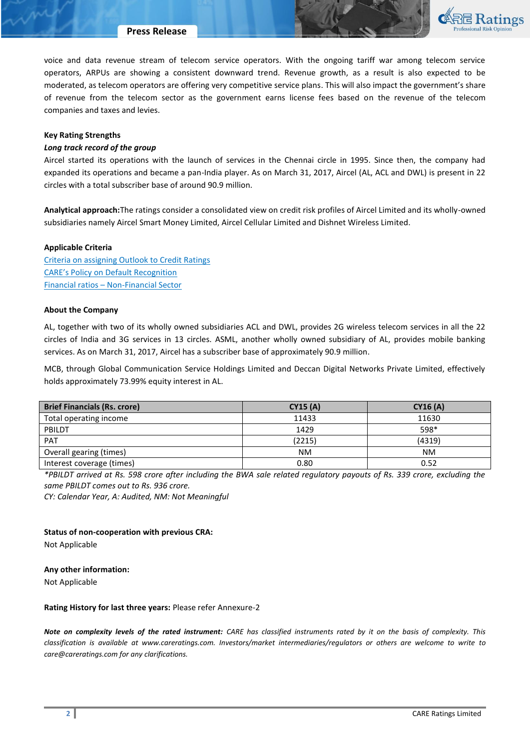voice and data revenue stream of telecom service operators. With the ongoing tariff war among telecom service operators, ARPUs are showing a consistent downward trend. Revenue growth, as a result is also expected to be moderated, as telecom operators are offering very competitive service plans. This will also impact the government's share of revenue from the telecom sector as the government earns license fees based on the revenue of the telecom companies and taxes and levies.

**Key Rating Strengths**

***Long track record of the group***

Aircel started its operations with the launch of services in the Chennai circle in 1995. Since then, the company had expanded its operations and became a pan-India player. As on March 31, 2017, Aircel (AL, ACL and DWL) is present in 22 circles with a total subscriber base of around 90.9 million.

**Analytical approach:** The ratings consider a consolidated view on credit risk profiles of Aircel Limited and its wholly-owned subsidiaries namely Aircel Smart Money Limited, Aircel Cellular Limited and Dishnet Wireless Limited.

**Applicable Criteria**

Criteria on assigning Outlook to Credit Ratings
CARE's Policy on Default Recognition
Financial ratios – Non-Financial Sector

**About the Company**

AL, together with two of its wholly owned subsidiaries ACL and DWL, provides 2G wireless telecom services in all the 22 circles of India and 3G services in 13 circles. ASML, another wholly owned subsidiary of AL, provides mobile banking services. As on March 31, 2017, Aircel has a subscriber base of approximately 90.9 million.

MCB, through Global Communication Service Holdings Limited and Deccan Digital Networks Private Limited, effectively holds approximately 73.99% equity interest in AL.

| Brief Financials (Rs. crore) | CY15 (A) | CY16 (A) |
|---|---|---|
| Total operating income | 11433 | 11630 |
| PBILDT | 1429 | 598* |
| PAT | (2215) | (4319) |
| Overall gearing (times) | NM | NM |
| Interest coverage (times) | 0.80 | 0.52 |

*\*PBILDT arrived at Rs. 598 crore after including the BWA sale related regulatory payouts of Rs. 339 crore, excluding the same PBILDT comes out to Rs. 936 crore.*
*CY: Calendar Year, A: Audited, NM: Not Meaningful*

**Status of non-cooperation with previous CRA:**
Not Applicable

**Any other information:**
Not Applicable

**Rating History for last three years:** Please refer Annexure-2

***Note on complexity levels of the rated instrument:*** *CARE has classified instruments rated by it on the basis of complexity. This classification is available at www.careratings.com. Investors/market intermediaries/regulators or others are welcome to write to care@careratings.com for any clarifications.*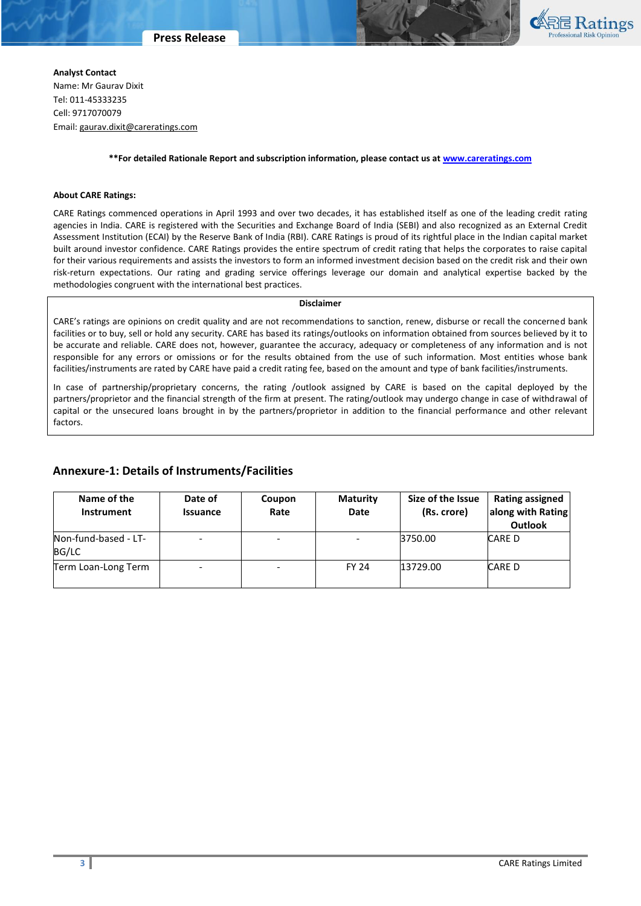**Analyst Contact**
Name: Mr Gaurav Dixit
Tel: 011-45333235
Cell: 9717070079
Email: gaurav.dixit@careratings.com

**For detailed Rationale Report and subscription information, please contact us at www.careratings.com**

**About CARE Ratings:**

CARE Ratings commenced operations in April 1993 and over two decades, it has established itself as one of the leading credit rating agencies in India. CARE is registered with the Securities and Exchange Board of India (SEBI) and also recognized as an External Credit Assessment Institution (ECAI) by the Reserve Bank of India (RBI). CARE Ratings is proud of its rightful place in the Indian capital market built around investor confidence. CARE Ratings provides the entire spectrum of credit rating that helps the corporates to raise capital for their various requirements and assists the investors to form an informed investment decision based on the credit risk and their own risk-return expectations. Our rating and grading service offerings leverage our domain and analytical expertise backed by the methodologies congruent with the international best practices.

**Disclaimer**

CARE's ratings are opinions on credit quality and are not recommendations to sanction, renew, disburse or recall the concerned bank facilities or to buy, sell or hold any security. CARE has based its ratings/outlooks on information obtained from sources believed by it to be accurate and reliable. CARE does not, however, guarantee the accuracy, adequacy or completeness of any information and is not responsible for any errors or omissions or for the results obtained from the use of such information. Most entities whose bank facilities/instruments are rated by CARE have paid a credit rating fee, based on the amount and type of bank facilities/instruments.

In case of partnership/proprietary concerns, the rating /outlook assigned by CARE is based on the capital deployed by the partners/proprietor and the financial strength of the firm at present. The rating/outlook may undergo change in case of withdrawal of capital or the unsecured loans brought in by the partners/proprietor in addition to the financial performance and other relevant factors.

## Annexure-1: Details of Instruments/Facilities

| Name of the Instrument | Date of Issuance | Coupon Rate | Maturity Date | Size of the Issue (Rs. crore) | Rating assigned along with Rating Outlook |
|---|---|---|---|---|---|
| Non-fund-based - LT-BG/LC | - | - | - | 3750.00 | CARE D |
| Term Loan-Long Term | - | - | FY 24 | 13729.00 | CARE D |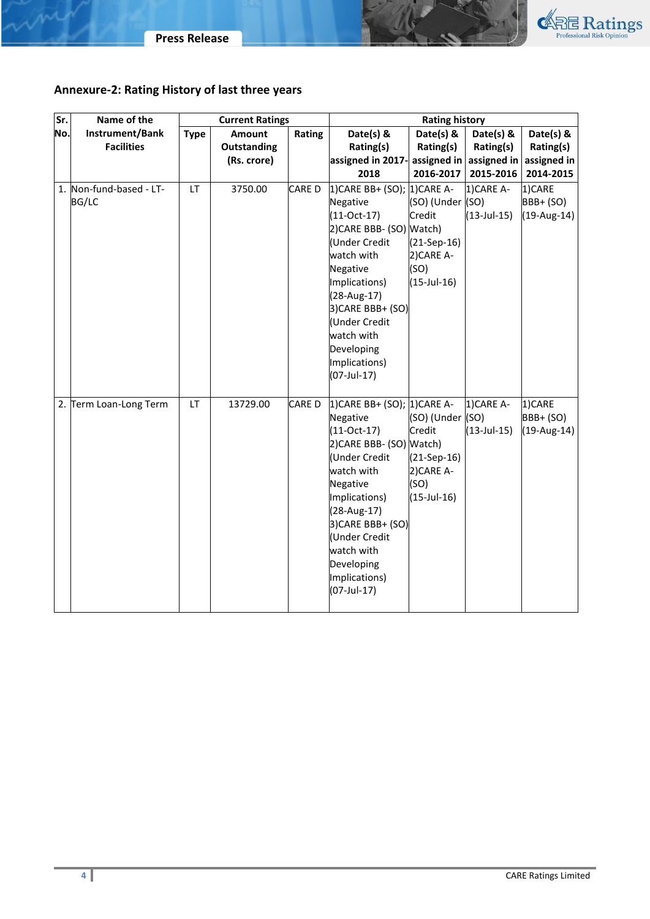## Annexure-2: Rating History of last three years

| Sr. No. | Name of the Instrument/Bank Facilities | Current Ratings | | | Rating history | | | |
|---|---|---|---|---|---|---|---|---|
| | | Type | Amount Outstanding (Rs. crore) | Rating | Date(s) & Rating(s) assigned in 2017-2018 | Date(s) & Rating(s) assigned in 2016-2017 | Date(s) & Rating(s) assigned in 2015-2016 | Date(s) & Rating(s) assigned in 2014-2015 |
| 1. | Non-fund-based - LT-BG/LC | LT | 3750.00 | CARE D | 1)CARE BB+ (SO); Negative (11-Oct-17) 2)CARE BBB- (SO) (Under Credit watch with Negative Implications) (28-Aug-17) 3)CARE BBB+ (SO) (Under Credit watch with Developing Implications) (07-Jul-17) | 1)CARE A- (SO) (Under Credit Watch) (21-Sep-16) 2)CARE A- (SO) (15-Jul-16) | 1)CARE A- (SO) (13-Jul-15) | 1)CARE BBB+ (SO) (19-Aug-14) |
| 2. | Term Loan-Long Term | LT | 13729.00 | CARE D | 1)CARE BB+ (SO); Negative (11-Oct-17) 2)CARE BBB- (SO) (Under Credit watch with Negative Implications) (28-Aug-17) 3)CARE BBB+ (SO) (Under Credit watch with Developing Implications) (07-Jul-17) | 1)CARE A- (SO) (Under Credit Watch) (21-Sep-16) 2)CARE A- (SO) (15-Jul-16) | 1)CARE A- (SO) (13-Jul-15) | 1)CARE BBB+ (SO) (19-Aug-14) |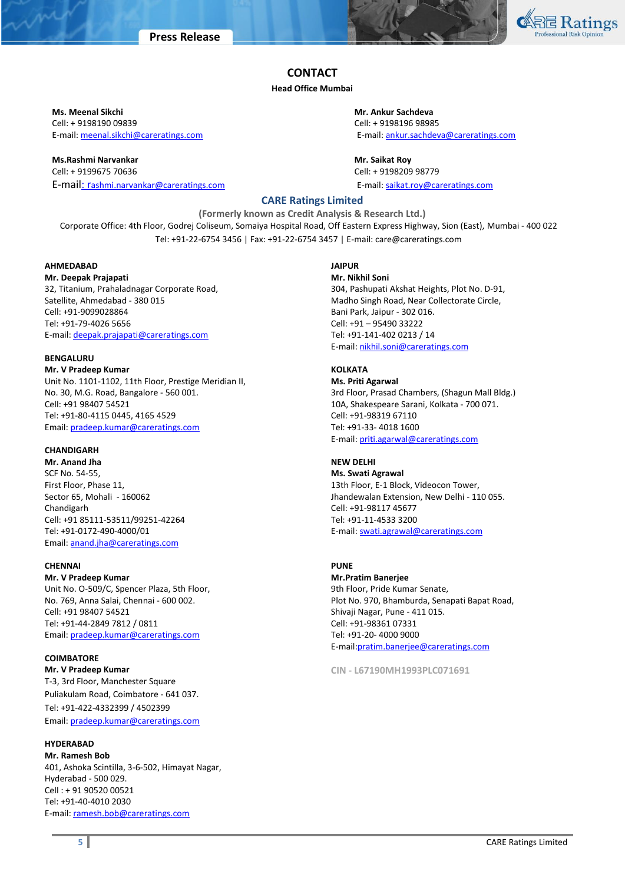# CONTACT

**Head Office Mumbai**

**Ms. Meenal Sikchi**
Cell: + 9198190 09839
E-mail: meenal.sikchi@careratings.com

**Mr. Ankur Sachdeva**
Cell: + 9198196 98985
E-mail: ankur.sachdeva@careratings.com

**Ms.Rashmi Narvankar**
Cell: + 9199675 70636
E-mail: rashmi.narvankar@careratings.com

**Mr. Saikat Roy**
Cell: + 9198209 98779
E-mail: saikat.roy@careratings.com

## CARE Ratings Limited

**(Formerly known as Credit Analysis & Research Ltd.)**

Corporate Office: 4th Floor, Godrej Coliseum, Somaiya Hospital Road, Off Eastern Express Highway, Sion (East), Mumbai - 400 022
Tel: +91-22-6754 3456 | Fax: +91-22-6754 3457 | E-mail: care@careratings.com

**AHMEDABAD**
**Mr. Deepak Prajapati**
32, Titanium, Prahaladnagar Corporate Road,
Satellite, Ahmedabad - 380 015
Cell: +91-9099028864
Tel: +91-79-4026 5656
E-mail: deepak.prajapati@careratings.com

**BENGALURU**
**Mr. V Pradeep Kumar**
Unit No. 1101-1102, 11th Floor, Prestige Meridian II,
No. 30, M.G. Road, Bangalore - 560 001.
Cell: +91 98407 54521
Tel: +91-80-4115 0445, 4165 4529
Email: pradeep.kumar@careratings.com

**CHANDIGARH**
**Mr. Anand Jha**
SCF No. 54-55,
First Floor, Phase 11,
Sector 65, Mohali - 160062
Chandigarh
Cell: +91 85111-53511/99251-42264
Tel: +91-0172-490-4000/01
Email: anand.jha@careratings.com

**CHENNAI**
**Mr. V Pradeep Kumar**
Unit No. O-509/C, Spencer Plaza, 5th Floor,
No. 769, Anna Salai, Chennai - 600 002.
Cell: +91 98407 54521
Tel: +91-44-2849 7812 / 0811
Email: pradeep.kumar@careratings.com

**COIMBATORE**
**Mr. V Pradeep Kumar**
T-3, 3rd Floor, Manchester Square
Puliakulam Road, Coimbatore - 641 037.
Tel: +91-422-4332399 / 4502399
Email: pradeep.kumar@careratings.com

**HYDERABAD**
**Mr. Ramesh Bob**
401, Ashoka Scintilla, 3-6-502, Himayat Nagar,
Hyderabad - 500 029.
Cell : + 91 90520 00521
Tel: +91-40-4010 2030
E-mail: ramesh.bob@careratings.com

**JAIPUR**
**Mr. Nikhil Soni**
304, Pashupati Akshat Heights, Plot No. D-91,
Madho Singh Road, Near Collectorate Circle,
Bani Park, Jaipur - 302 016.
Cell: +91 – 95490 33222
Tel: +91-141-402 0213 / 14
E-mail: nikhil.soni@careratings.com

**KOLKATA**
**Ms. Priti Agarwal**
3rd Floor, Prasad Chambers, (Shagun Mall Bldg.)
10A, Shakespeare Sarani, Kolkata - 700 071.
Cell: +91-98319 67110
Tel: +91-33- 4018 1600
E-mail: priti.agarwal@careratings.com

**NEW DELHI**
**Ms. Swati Agrawal**
13th Floor, E-1 Block, Videocon Tower,
Jhandewalan Extension, New Delhi - 110 055.
Cell: +91-98117 45677
Tel: +91-11-4533 3200
E-mail: swati.agrawal@careratings.com

**PUNE**
**Mr.Pratim Banerjee**
9th Floor, Pride Kumar Senate,
Plot No. 970, Bhamburda, Senapati Bapat Road,
Shivaji Nagar, Pune - 411 015.
Cell: +91-98361 07331
Tel: +91-20- 4000 9000
E-mail:pratim.banerjee@careratings.com

CIN - L67190MH1993PLC071691